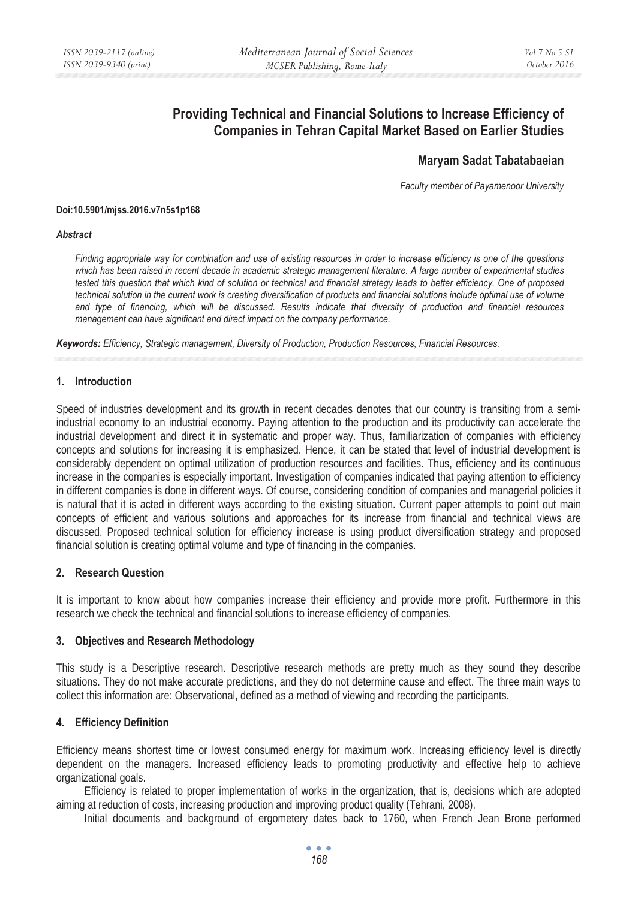# Providing Technical and Financial Solutions to Increase Efficiency of Companies in Tehran Capital Market Based on Earlier Studies

**Maryam Sadat Tabatabaeian**

*Faculty member of Payamenoor University*

**Doi:10.5901/mjss.2016.v7n5s1p168**

***Abstract***

*Finding appropriate way for combination and use of existing resources in order to increase efficiency is one of the questions which has been raised in recent decade in academic strategic management literature. A large number of experimental studies tested this question that which kind of solution or technical and financial strategy leads to better efficiency. One of proposed technical solution in the current work is creating diversification of products and financial solutions include optimal use of volume and type of financing, which will be discussed. Results indicate that diversity of production and financial resources management can have significant and direct impact on the company performance.*

***Keywords:*** *Efficiency, Strategic management, Diversity of Production, Production Resources, Financial Resources.*

## 1. Introduction

Speed of industries development and its growth in recent decades denotes that our country is transiting from a semi-industrial economy to an industrial economy. Paying attention to the production and its productivity can accelerate the industrial development and direct it in systematic and proper way. Thus, familiarization of companies with efficiency concepts and solutions for increasing it is emphasized. Hence, it can be stated that level of industrial development is considerably dependent on optimal utilization of production resources and facilities. Thus, efficiency and its continuous increase in the companies is especially important. Investigation of companies indicated that paying attention to efficiency in different companies is done in different ways. Of course, considering condition of companies and managerial policies it is natural that it is acted in different ways according to the existing situation. Current paper attempts to point out main concepts of efficient and various solutions and approaches for its increase from financial and technical views are discussed. Proposed technical solution for efficiency increase is using product diversification strategy and proposed financial solution is creating optimal volume and type of financing in the companies.

## 2. Research Question

It is important to know about how companies increase their efficiency and provide more profit. Furthermore in this research we check the technical and financial solutions to increase efficiency of companies.

## 3. Objectives and Research Methodology

This study is a Descriptive research. Descriptive research methods are pretty much as they sound they describe situations. They do not make accurate predictions, and they do not determine cause and effect. The three main ways to collect this information are: Observational, defined as a method of viewing and recording the participants.

## 4. Efficiency Definition

Efficiency means shortest time or lowest consumed energy for maximum work. Increasing efficiency level is directly dependent on the managers. Increased efficiency leads to promoting productivity and effective help to achieve organizational goals.

Efficiency is related to proper implementation of works in the organization, that is, decisions which are adopted aiming at reduction of costs, increasing production and improving product quality (Tehrani, 2008).

Initial documents and background of ergometery dates back to 1760, when French Jean Brone performed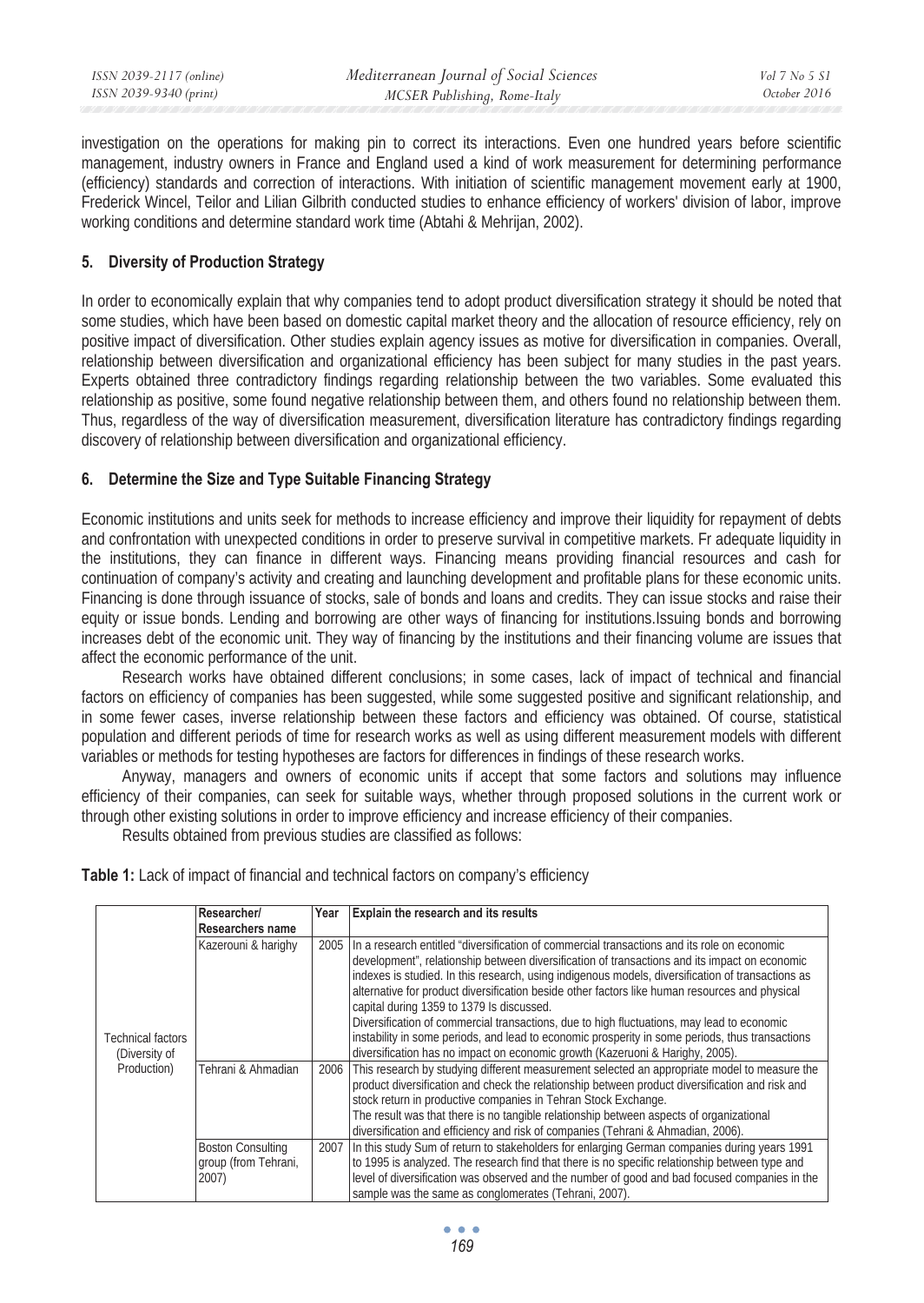investigation on the operations for making pin to correct its interactions. Even one hundred years before scientific management, industry owners in France and England used a kind of work measurement for determining performance (efficiency) standards and correction of interactions. With initiation of scientific management movement early at 1900, Frederick Wincel, Teilor and Lilian Gilbrith conducted studies to enhance efficiency of workers' division of labor, improve working conditions and determine standard work time (Abtahi & Mehrijan, 2002).

## 5. Diversity of Production Strategy

In order to economically explain that why companies tend to adopt product diversification strategy it should be noted that some studies, which have been based on domestic capital market theory and the allocation of resource efficiency, rely on positive impact of diversification. Other studies explain agency issues as motive for diversification in companies. Overall, relationship between diversification and organizational efficiency has been subject for many studies in the past years. Experts obtained three contradictory findings regarding relationship between the two variables. Some evaluated this relationship as positive, some found negative relationship between them, and others found no relationship between them. Thus, regardless of the way of diversification measurement, diversification literature has contradictory findings regarding discovery of relationship between diversification and organizational efficiency.

## 6. Determine the Size and Type Suitable Financing Strategy

Economic institutions and units seek for methods to increase efficiency and improve their liquidity for repayment of debts and confrontation with unexpected conditions in order to preserve survival in competitive markets. Fr adequate liquidity in the institutions, they can finance in different ways. Financing means providing financial resources and cash for continuation of company's activity and creating and launching development and profitable plans for these economic units. Financing is done through issuance of stocks, sale of bonds and loans and credits. They can issue stocks and raise their equity or issue bonds. Lending and borrowing are other ways of financing for institutions.Issuing bonds and borrowing increases debt of the economic unit. They way of financing by the institutions and their financing volume are issues that affect the economic performance of the unit.

Research works have obtained different conclusions; in some cases, lack of impact of technical and financial factors on efficiency of companies has been suggested, while some suggested positive and significant relationship, and in some fewer cases, inverse relationship between these factors and efficiency was obtained. Of course, statistical population and different periods of time for research works as well as using different measurement models with different variables or methods for testing hypotheses are factors for differences in findings of these research works.

Anyway, managers and owners of economic units if accept that some factors and solutions may influence efficiency of their companies, can seek for suitable ways, whether through proposed solutions in the current work or through other existing solutions in order to improve efficiency and increase efficiency of their companies.

Results obtained from previous studies are classified as follows:

**Table 1:** Lack of impact of financial and technical factors on company's efficiency

| | Researcher/ Researchers name | Year | Explain the research and its results |
|---|---|---|---|
| Technical factors (Diversity of Production) | Kazerouni & harighy | 2005 | In a research entitled "diversification of commercial transactions and its role on economic development", relationship between diversification of transactions and its impact on economic indexes is studied. In this research, using indigenous models, diversification of transactions as alternative for product diversification beside other factors like human resources and physical capital during 1359 to 1379 Is discussed. Diversification of commercial transactions, due to high fluctuations, may lead to economic instability in some periods, and lead to economic prosperity in some periods, thus transactions diversification has no impact on economic growth (Kazeruoni & Harighy, 2005). |
| | Tehrani & Ahmadian | 2006 | This research by studying different measurement selected an appropriate model to measure the product diversification and check the relationship between product diversification and risk and stock return in productive companies in Tehran Stock Exchange. The result was that there is no tangible relationship between aspects of organizational diversification and efficiency and risk of companies (Tehrani & Ahmadian, 2006). |
| | Boston Consulting group (from Tehrani, 2007) | 2007 | In this study Sum of return to stakeholders for enlarging German companies during years 1991 to 1995 is analyzed. The research find that there is no specific relationship between type and level of diversification was observed and the number of good and bad focused companies in the sample was the same as conglomerates (Tehrani, 2007). |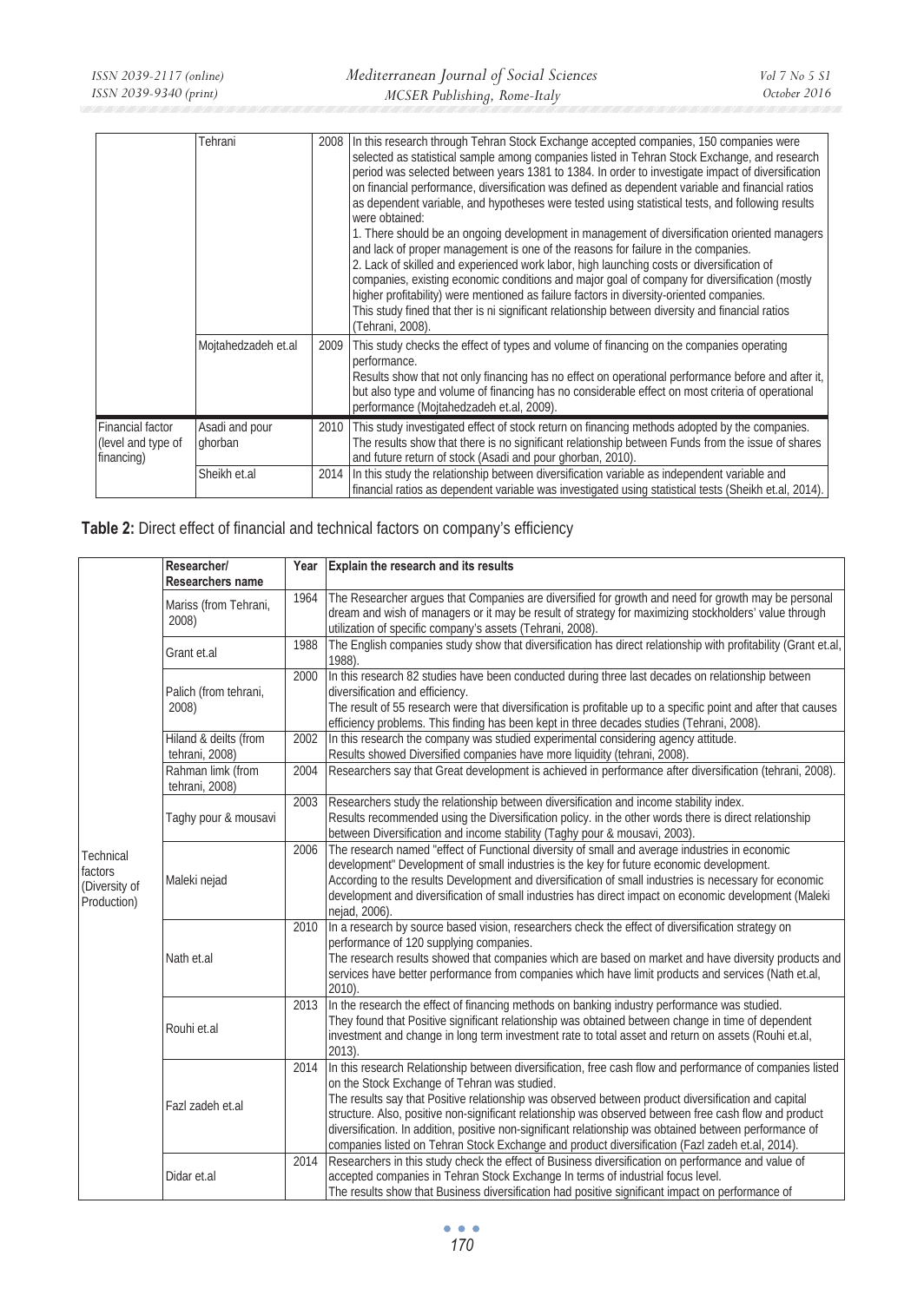| | | | |
|---|---|---|---|
| | Tehrani | 2008 | In this research through Tehran Stock Exchange accepted companies, 150 companies were selected as statistical sample among companies listed in Tehran Stock Exchange, and research period was selected between years 1381 to 1384. In order to investigate impact of diversification on financial performance, diversification was defined as dependent variable and financial ratios as dependent variable, and hypotheses were tested using statistical tests, and following results were obtained:<br>1. There should be an ongoing development in management of diversification oriented managers and lack of proper management is one of the reasons for failure in the companies.<br>2. Lack of skilled and experienced work labor, high launching costs or diversification of companies, existing economic conditions and major goal of company for diversification (mostly higher profitability) were mentioned as failure factors in diversity-oriented companies.<br>This study fined that ther is ni significant relationship between diversity and financial ratios (Tehrani, 2008). |
| | Mojtahedzadeh et.al | 2009 | This study checks the effect of types and volume of financing on the companies operating performance.<br>Results show that not only financing has no effect on operational performance before and after it, but also type and volume of financing has no considerable effect on most criteria of operational performance (Mojtahedzadeh et.al, 2009). |
| Financial factor (level and type of financing) | Asadi and pour ghorban | 2010 | This study investigated effect of stock return on financing methods adopted by the companies. The results show that there is no significant relationship between Funds from the issue of shares and future return of stock (Asadi and pour ghorban, 2010). |
| | Sheikh et.al | 2014 | In this study the relationship between diversification variable as independent variable and financial ratios as dependent variable was investigated using statistical tests (Sheikh et.al, 2014). |

**Table 2:** Direct effect of financial and technical factors on company's efficiency

| | Researcher/ Researchers name | Year | Explain the research and its results |
|---|---|---|---|
| Technical factors (Diversity of Production) | Mariss (from Tehrani, 2008) | 1964 | The Researcher argues that Companies are diversified for growth and need for growth may be personal dream and wish of managers or it may be result of strategy for maximizing stockholders' value through utilization of specific company's assets (Tehrani, 2008). |
| | Grant et.al | 1988 | The English companies study show that diversification has direct relationship with profitability (Grant et.al, 1988). |
| | Palich (from tehrani, 2008) | 2000 | In this research 82 studies have been conducted during three last decades on relationship between diversification and efficiency.<br>The result of 55 research were that diversification is profitable up to a specific point and after that causes efficiency problems. This finding has been kept in three decades studies (Tehrani, 2008). |
| | Hiland & deilts (from tehrani, 2008) | 2002 | In this research the company was studied experimental considering agency attitude.<br>Results showed Diversified companies have more liquidity (tehrani, 2008). |
| | Rahman limk (from tehrani, 2008) | 2004 | Researchers say that Great development is achieved in performance after diversification (tehrani, 2008). |
| | Taghy pour & mousavi | 2003 | Researchers study the relationship between diversification and income stability index.<br>Results recommended using the Diversification policy. in the other words there is direct relationship between Diversification and income stability (Taghy pour & mousavi, 2003). |
| | Maleki nejad | 2006 | The research named "effect of Functional diversity of small and average industries in economic development" Development of small industries is the key for future economic development.<br>According to the results Development and diversification of small industries is necessary for economic development and diversification of small industries has direct impact on economic development (Maleki nejad, 2006). |
| | Nath et.al | 2010 | In a research by source based vision, researchers check the effect of diversification strategy on performance of 120 supplying companies.<br>The research results showed that companies which are based on market and have diversity products and services have better performance from companies which have limit products and services (Nath et.al, 2010). |
| | Rouhi et.al | 2013 | In the research the effect of financing methods on banking industry performance was studied.<br>They found that Positive significant relationship was obtained between change in time of dependent investment and change in long term investment rate to total asset and return on assets (Rouhi et.al, 2013). |
| | Fazl zadeh et.al | 2014 | In this research Relationship between diversification, free cash flow and performance of companies listed on the Stock Exchange of Tehran was studied.<br>The results say that Positive relationship was observed between product diversification and capital structure. Also, positive non-significant relationship was observed between free cash flow and product diversification. In addition, positive non-significant relationship was obtained between performance of companies listed on Tehran Stock Exchange and product diversification (Fazl zadeh et.al, 2014). |
| | Didar et.al | 2014 | Researchers in this study check the effect of Business diversification on performance and value of accepted companies in Tehran Stock Exchange In terms of industrial focus level.<br>The results show that Business diversification had positive significant impact on performance of |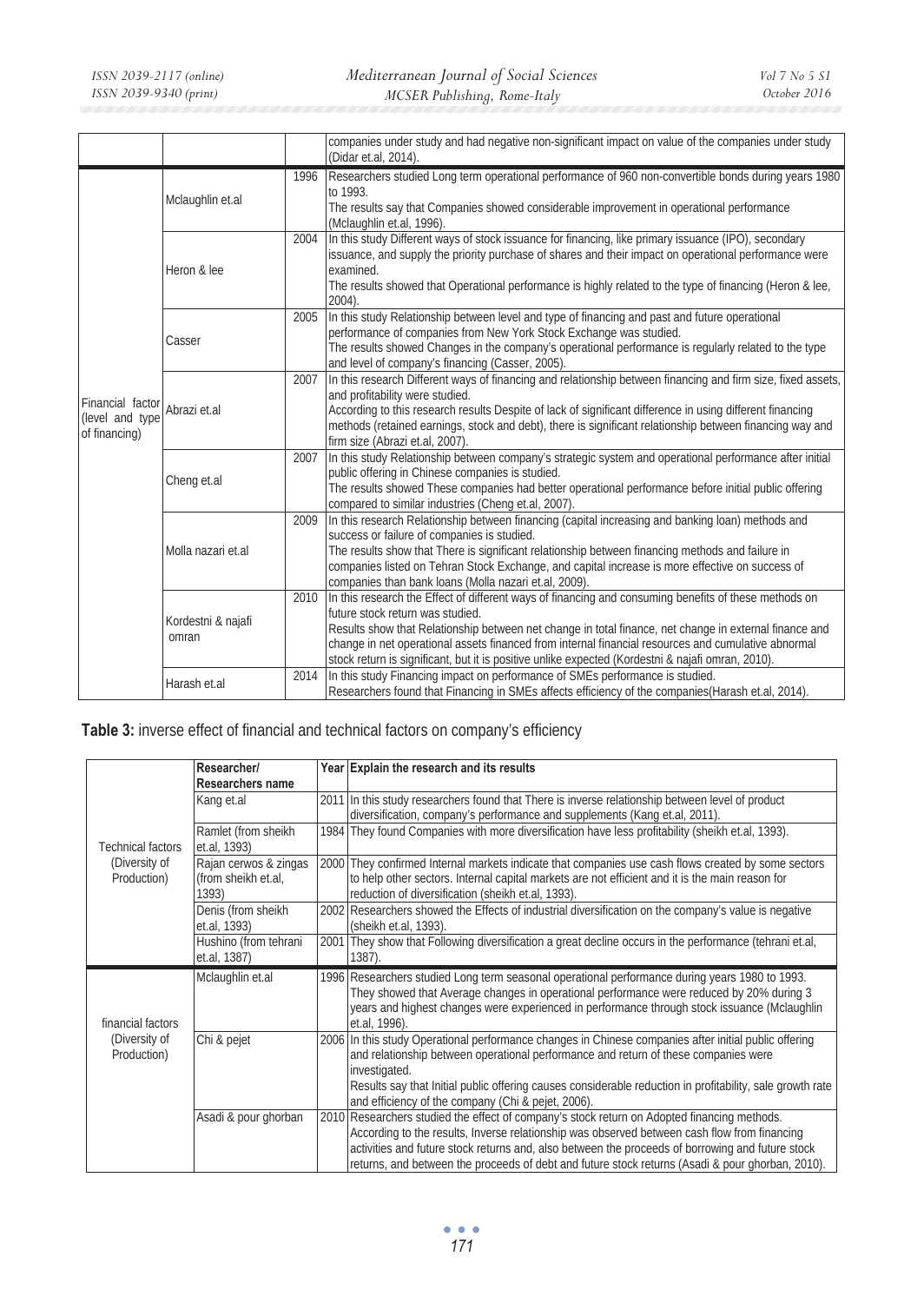| | | | |
|---|---|---|---|
| | | | companies under study and had negative non-significant impact on value of the companies under study (Didar et.al, 2014). |
| Financial factor (level and type of financing) | Mclaughlin et.al | 1996 | Researchers studied Long term operational performance of 960 non-convertible bonds during years 1980 to 1993.<br>The results say that Companies showed considerable improvement in operational performance (Mclaughlin et.al, 1996). |
| | Heron & lee | 2004 | In this study Different ways of stock issuance for financing, like primary issuance (IPO), secondary issuance, and supply the priority purchase of shares and their impact on operational performance were examined.<br>The results showed that Operational performance is highly related to the type of financing (Heron & lee, 2004). |
| | Casser | 2005 | In this study Relationship between level and type of financing and past and future operational performance of companies from New York Stock Exchange was studied.<br>The results showed Changes in the company's operational performance is regularly related to the type and level of company's financing (Casser, 2005). |
| | Abrazi et.al | 2007 | In this research Different ways of financing and relationship between financing and firm size, fixed assets, and profitability were studied.<br>According to this research results Despite of lack of significant difference in using different financing methods (retained earnings, stock and debt), there is significant relationship between financing way and firm size (Abrazi et.al, 2007). |
| | Cheng et.al | 2007 | In this study Relationship between company's strategic system and operational performance after initial public offering in Chinese companies is studied.<br>The results showed These companies had better operational performance before initial public offering compared to similar industries (Cheng et.al, 2007). |
| | Molla nazari et.al | 2009 | In this research Relationship between financing (capital increasing and banking loan) methods and success or failure of companies is studied.<br>The results show that There is significant relationship between financing methods and failure in companies listed on Tehran Stock Exchange, and capital increase is more effective on success of companies than bank loans (Molla nazari et.al, 2009). |
| | Kordestni & najafi omran | 2010 | In this research the Effect of different ways of financing and consuming benefits of these methods on future stock return was studied.<br>Results show that Relationship between net change in total finance, net change in external finance and change in net operational assets financed from internal financial resources and cumulative abnormal stock return is significant, but it is positive unlike expected (Kordestni & najafi omran, 2010). |
| | Harash et.al | 2014 | In this study Financing impact on performance of SMEs performance is studied.<br>Researchers found that Financing in SMEs affects efficiency of the companies(Harash et.al, 2014). |

**Table 3:** inverse effect of financial and technical factors on company's efficiency

| | Researcher/ Researchers name | Year | Explain the research and its results |
|---|---|---|---|
| Technical factors (Diversity of Production) | Kang et.al | 2011 | In this study researchers found that There is inverse relationship between level of product diversification, company's performance and supplements (Kang et.al, 2011). |
| | Ramlet (from sheikh et.al, 1393) | 1984 | They found Companies with more diversification have less profitability (sheikh et.al, 1393). |
| | Rajan cerwos & zingas (from sheikh et.al, 1393) | 2000 | They confirmed Internal markets indicate that companies use cash flows created by some sectors to help other sectors. Internal capital markets are not efficient and it is the main reason for reduction of diversification (sheikh et.al, 1393). |
| | Denis (from sheikh et.al, 1393) | 2002 | Researchers showed the Effects of industrial diversification on the company's value is negative (sheikh et.al, 1393). |
| | Hushino (from tehrani et.al, 1387) | 2001 | They show that Following diversification a great decline occurs in the performance (tehrani et.al, 1387). |
| financial factors (Diversity of Production) | Mclaughlin et.al | 1996 | Researchers studied Long term seasonal operational performance during years 1980 to 1993. They showed that Average changes in operational performance were reduced by 20% during 3 years and highest changes were experienced in performance through stock issuance (Mclaughlin et.al, 1996). |
| | Chi & pejet | 2006 | In this study Operational performance changes in Chinese companies after initial public offering and relationship between operational performance and return of these companies were investigated.<br>Results say that Initial public offering causes considerable reduction in profitability, sale growth rate and efficiency of the company (Chi & pejet, 2006). |
| | Asadi & pour ghorban | 2010 | Researchers studied the effect of company's stock return on Adopted financing methods. According to the results, Inverse relationship was observed between cash flow from financing activities and future stock returns and, also between the proceeds of borrowing and future stock returns, and between the proceeds of debt and future stock returns (Asadi & pour ghorban, 2010). |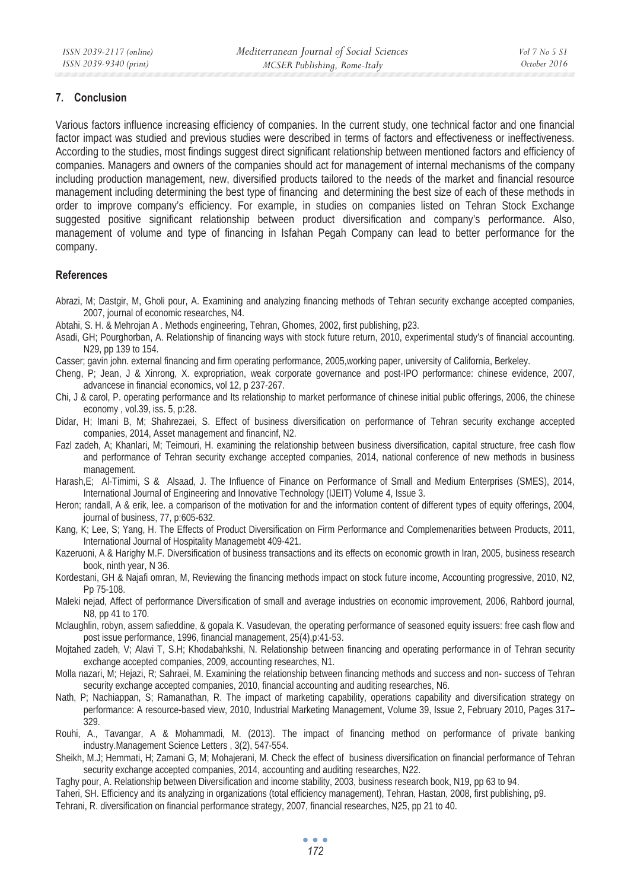## 7. Conclusion

Various factors influence increasing efficiency of companies. In the current study, one technical factor and one financial factor impact was studied and previous studies were described in terms of factors and effectiveness or ineffectiveness. According to the studies, most findings suggest direct significant relationship between mentioned factors and efficiency of companies. Managers and owners of the companies should act for management of internal mechanisms of the company including production management, new, diversified products tailored to the needs of the market and financial resource management including determining the best type of financing and determining the best size of each of these methods in order to improve company's efficiency. For example, in studies on companies listed on Tehran Stock Exchange suggested positive significant relationship between product diversification and company's performance. Also, management of volume and type of financing in Isfahan Pegah Company can lead to better performance for the company.

## References

Abrazi, M; Dastgir, M, Gholi pour, A. Examining and analyzing financing methods of Tehran security exchange accepted companies, 2007, journal of economic researches, N4.

Abtahi, S. H. & Mehrojan A . Methods engineering, Tehran, Ghomes, 2002, first publishing, p23.

Asadi, GH; Pourghorban, A. Relationship of financing ways with stock future return, 2010, experimental study's of financial accounting. N29, pp 139 to 154.

Casser; gavin john. external financing and firm operating performance, 2005,working paper, university of California, Berkeley.

Cheng, P; Jean, J & Xinrong, X. expropriation, weak corporate governance and post-IPO performance: chinese evidence, 2007, advancese in financial economics, vol 12, p 237-267.

Chi, J & carol, P. operating performance and Its relationship to market performance of chinese initial public offerings, 2006, the chinese economy , vol.39, iss. 5, p:28.

Didar, H; Imani B, M; Shahrezaei, S. Effect of business diversification on performance of Tehran security exchange accepted companies, 2014, Asset management and financinf, N2.

Fazl zadeh, A; Khanlari, M; Teimouri, H. examining the relationship between business diversification, capital structure, free cash flow and performance of Tehran security exchange accepted companies, 2014, national conference of new methods in business management.

Harash,E; Al-Timimi, S & Alsaad, J. The Influence of Finance on Performance of Small and Medium Enterprises (SMES), 2014, International Journal of Engineering and Innovative Technology (IJEIT) Volume 4, Issue 3.

Heron; randall, A & erik, lee. a comparison of the motivation for and the information content of different types of equity offerings, 2004, journal of business, 77, p:605-632.

Kang, K; Lee, S; Yang, H. The Effects of Product Diversification on Firm Performance and Complemenarities between Products, 2011, International Journal of Hospitality Managemebt 409-421.

Kazeruoni, A & Harighy M.F. Diversification of business transactions and its effects on economic growth in Iran, 2005, business research book, ninth year, N 36.

Kordestani, GH & Najafi omran, M, Reviewing the financing methods impact on stock future income, Accounting progressive, 2010, N2, Pp 75-108.

Maleki nejad, Affect of performance Diversification of small and average industries on economic improvement, 2006, Rahbord journal, N8, pp 41 to 170.

Mclaughlin, robyn, assem safieddine, & gopala K. Vasudevan, the operating performance of seasoned equity issuers: free cash flow and post issue performance, 1996, financial management, 25(4),p:41-53.

Mojtahed zadeh, V; Alavi T, S.H; Khodabahkshi, N. Relationship between financing and operating performance in of Tehran security exchange accepted companies, 2009, accounting researches, N1.

Molla nazari, M; Hejazi, R; Sahraei, M. Examining the relationship between financing methods and success and non- success of Tehran security exchange accepted companies, 2010, financial accounting and auditing researches, N6.

Nath, P; Nachiappan, S; Ramanathan, R. The impact of marketing capability, operations capability and diversification strategy on performance: A resource-based view, 2010, Industrial Marketing Management, Volume 39, Issue 2, February 2010, Pages 317–329.

Rouhi, A., Tavangar, A & Mohammadi, M. (2013). The impact of financing method on performance of private banking industry.Management Science Letters , 3(2), 547-554.

Sheikh, M.J; Hemmati, H; Zamani G, M; Mohajerani, M. Check the effect of business diversification on financial performance of Tehran security exchange accepted companies, 2014, accounting and auditing researches, N22.

Taghy pour, A. Relationship between Diversification and income stability, 2003, business research book, N19, pp 63 to 94.

Taheri, SH. Efficiency and its analyzing in organizations (total efficiency management), Tehran, Hastan, 2008, first publishing, p9.

Tehrani, R. diversification on financial performance strategy, 2007, financial researches, N25, pp 21 to 40.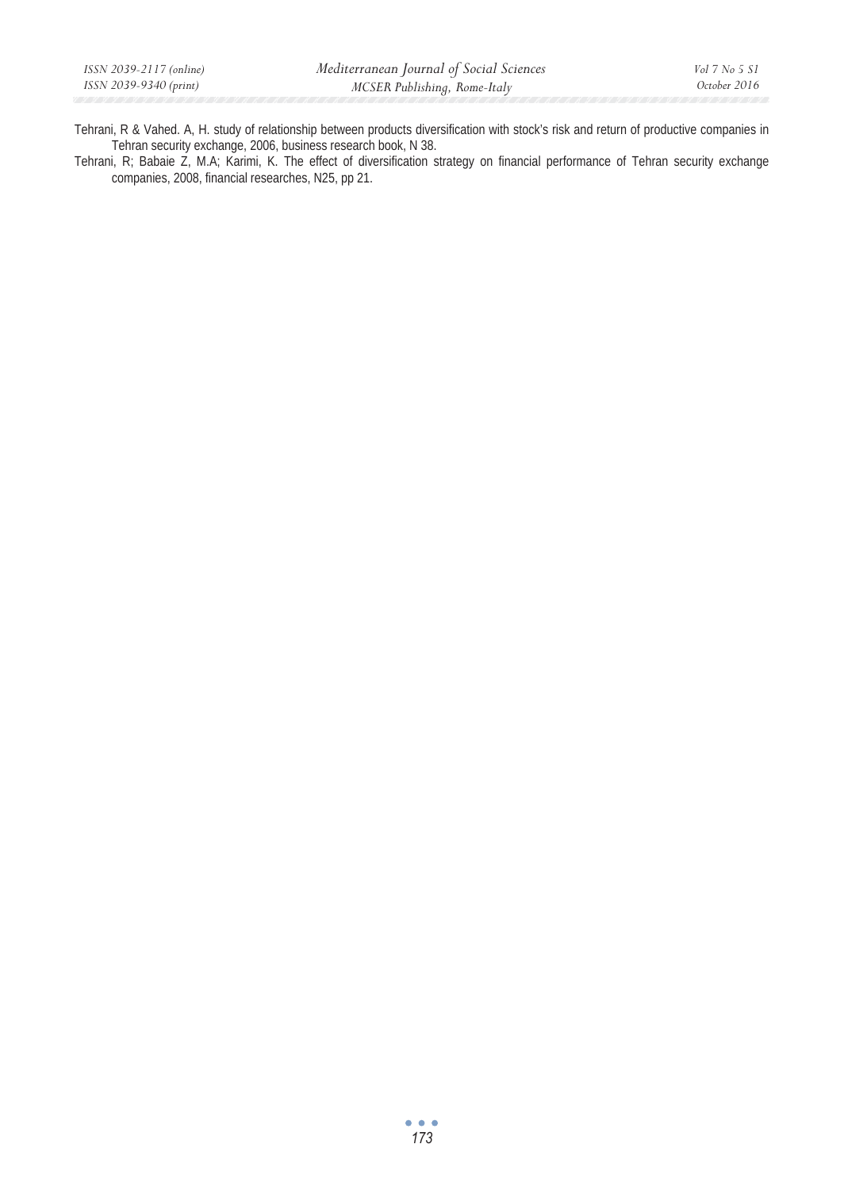Tehrani, R & Vahed. A, H. study of relationship between products diversification with stock's risk and return of productive companies in Tehran security exchange, 2006, business research book, N 38.

Tehrani, R; Babaie Z, M.A; Karimi, K. The effect of diversification strategy on financial performance of Tehran security exchange companies, 2008, financial researches, N25, pp 21.